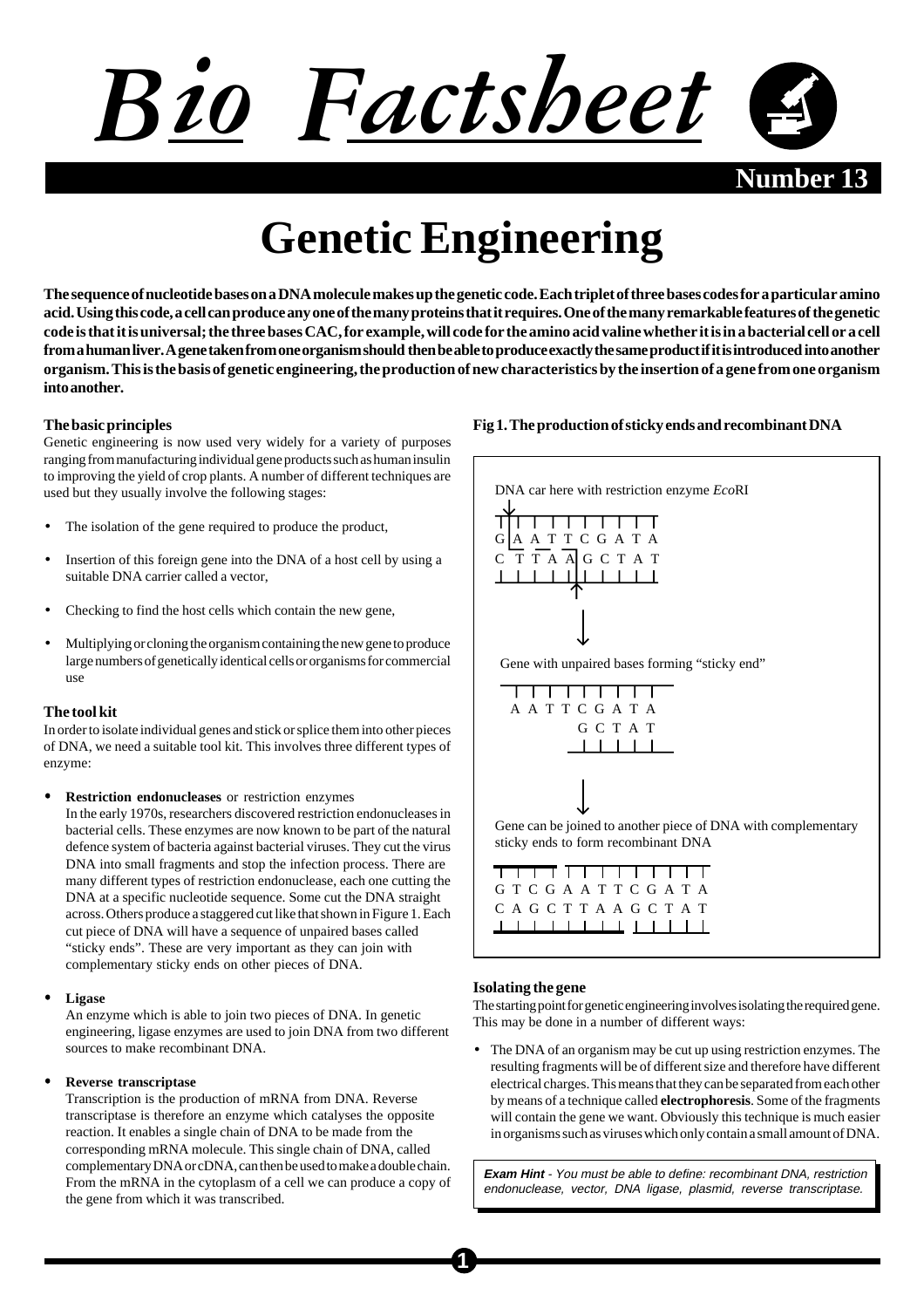# Bio Factsheet

**Number 13**

# Genetic Engineering

**The sequence of nucleotide bases on a DNA molecule makes up the genetic code. Each triplet of three bases codes for a particular amino acid. Using this code, a cell can produce any one of the many proteins that it requires. One of the many remarkable features of the genetic code is that it is universal; the three bases CAC, for example, will code for the amino acid valine whether it is in a bacterial cell or a cell from a human liver. A gene taken from one organism should then be able to produce exactly the same product if it is introduced into another organism. This is the basis of genetic engineering, the production of new characteristics by the insertion of a gene from one organism into another.**

### The basic principles

Genetic engineering is now used very widely for a variety of purposes ranging from manufacturing individual gene products such as human insulin to improving the yield of crop plants. A number of different techniques are used but they usually involve the following stages:

- The isolation of the gene required to produce the product,
- Insertion of this foreign gene into the DNA of a host cell by using a suitable DNA carrier called a vector,
- Checking to find the host cells which contain the new gene,
- Multiplying or cloning the organism containing the new gene to produce large numbers of genetically identical cells or organisms for commercial use

### The tool kit

In order to isolate individual genes and stick or splice them into other pieces of DNA, we need a suitable tool kit. This involves three different types of enzyme:

- **Restriction endonucleases** or restriction enzymes
  In the early 1970s, researchers discovered restriction endonucleases in bacterial cells. These enzymes are now known to be part of the natural defence system of bacteria against bacterial viruses. They cut the virus DNA into small fragments and stop the infection process. There are many different types of restriction endonuclease, each one cutting the DNA at a specific nucleotide sequence. Some cut the DNA straight across. Others produce a staggered cut like that shown in Figure 1. Each cut piece of DNA will have a sequence of unpaired bases called "sticky ends". These are very important as they can join with complementary sticky ends on other pieces of DNA.

- **Ligase**
  An enzyme which is able to join two pieces of DNA. In genetic engineering, ligase enzymes are used to join DNA from two different sources to make recombinant DNA.

- **Reverse transcriptase**
  Transcription is the production of mRNA from DNA. Reverse transcriptase is therefore an enzyme which catalyses the opposite reaction. It enables a single chain of DNA to be made from the corresponding mRNA molecule. This single chain of DNA, called complementary DNA or cDNA, can then be used to make a double chain. From the mRNA in the cytoplasm of a cell we can produce a copy of the gene from which it was transcribed.

**Fig 1. The production of sticky ends and recombinant DNA**

DNA car here with restriction enzyme *Eco*RI

```
G|A A T T C G A T A
C T T A A|G C T A T
```

Gene with unpaired bases forming "sticky end"

```
A A T T C G A T A
        G C T A T
```

Gene can be joined to another piece of DNA with complementary sticky ends to form recombinant DNA

```
G T C G A A T T C G A T A
C A G C T T A A G C T A T
```

### Isolating the gene

The starting point for genetic engineering involves isolating the required gene. This may be done in a number of different ways:

- The DNA of an organism may be cut up using restriction enzymes. The resulting fragments will be of different size and therefore have different electrical charges. This means that they can be separated from each other by means of a technique called **electrophoresis**. Some of the fragments will contain the gene we want. Obviously this technique is much easier in organisms such as viruses which only contain a small amount of DNA.

***Exam Hint*** *- You must be able to define: recombinant DNA, restriction endonuclease, vector, DNA ligase, plasmid, reverse transcriptase.*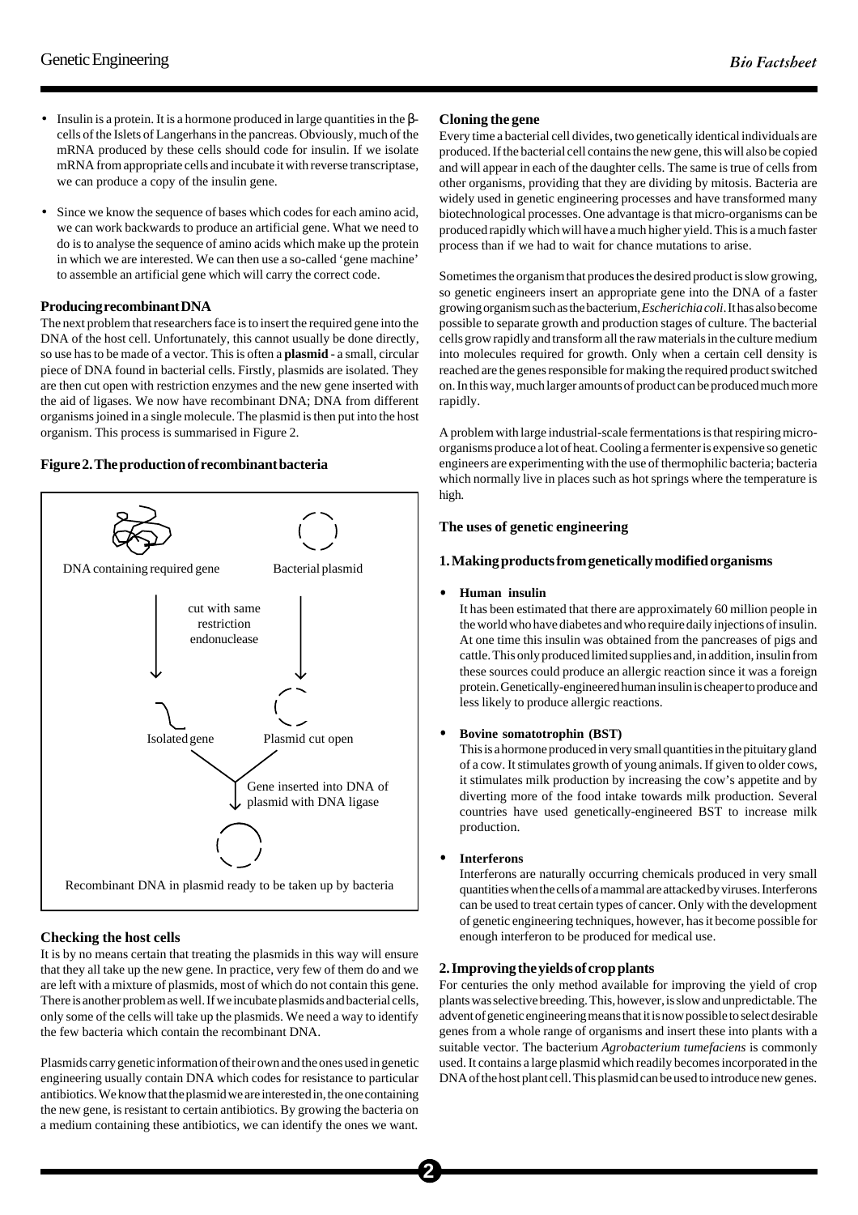- Insulin is a protein. It is a hormone produced in large quantities in the β-cells of the Islets of Langerhans in the pancreas. Obviously, much of the mRNA produced by these cells should code for insulin. If we isolate mRNA from appropriate cells and incubate it with reverse transcriptase, we can produce a copy of the insulin gene.
- Since we know the sequence of bases which codes for each amino acid, we can work backwards to produce an artificial gene. What we need to do is to analyse the sequence of amino acids which make up the protein in which we are interested. We can then use a so-called 'gene machine' to assemble an artificial gene which will carry the correct code.

### Producing recombinant DNA

The next problem that researchers face is to insert the required gene into the DNA of the host cell. Unfortunately, this cannot usually be done directly, so use has to be made of a vector. This is often a **plasmid** - a small, circular piece of DNA found in bacterial cells. Firstly, plasmids are isolated. They are then cut open with restriction enzymes and the new gene inserted with the aid of ligases. We now have recombinant DNA; DNA from different organisms joined in a single molecule. The plasmid is then put into the host organism. This process is summarised in Figure 2.

**Figure 2. The production of recombinant bacteria**

DNA containing required gene — Bacterial plasmid

cut with same restriction endonuclease

Isolated gene — Plasmid cut open

Gene inserted into DNA of plasmid with DNA ligase

Recombinant DNA in plasmid ready to be taken up by bacteria

### Checking the host cells

It is by no means certain that treating the plasmids in this way will ensure that they all take up the new gene. In practice, very few of them do and we are left with a mixture of plasmids, most of which do not contain this gene. There is another problem as well. If we incubate plasmids and bacterial cells, only some of the cells will take up the plasmids. We need a way to identify the few bacteria which contain the recombinant DNA.

Plasmids carry genetic information of their own and the ones used in genetic engineering usually contain DNA which codes for resistance to particular antibiotics. We know that the plasmid we are interested in, the one containing the new gene, is resistant to certain antibiotics. By growing the bacteria on a medium containing these antibiotics, we can identify the ones we want.

### Cloning the gene

Every time a bacterial cell divides, two genetically identical individuals are produced. If the bacterial cell contains the new gene, this will also be copied and will appear in each of the daughter cells. The same is true of cells from other organisms, providing that they are dividing by mitosis. Bacteria are widely used in genetic engineering processes and have transformed many biotechnological processes. One advantage is that micro-organisms can be produced rapidly which will have a much higher yield. This is a much faster process than if we had to wait for chance mutations to arise.

Sometimes the organism that produces the desired product is slow growing, so genetic engineers insert an appropriate gene into the DNA of a faster growing organism such as the bacterium, *Escherichia coli*. It has also become possible to separate growth and production stages of culture. The bacterial cells grow rapidly and transform all the raw materials in the culture medium into molecules required for growth. Only when a certain cell density is reached are the genes responsible for making the required product switched on. In this way, much larger amounts of product can be produced much more rapidly.

A problem with large industrial-scale fermentations is that respiring micro-organisms produce a lot of heat. Cooling a fermenter is expensive so genetic engineers are experimenting with the use of thermophilic bacteria; bacteria which normally live in places such as hot springs where the temperature is high.

### The uses of genetic engineering

### 1. Making products from genetically modified organisms

- **Human insulin**
  It has been estimated that there are approximately 60 million people in the world who have diabetes and who require daily injections of insulin. At one time this insulin was obtained from the pancreases of pigs and cattle. This only produced limited supplies and, in addition, insulin from these sources could produce an allergic reaction since it was a foreign protein. Genetically-engineered human insulin is cheaper to produce and less likely to produce allergic reactions.

- **Bovine somatotrophin (BST)**
  This is a hormone produced in very small quantities in the pituitary gland of a cow. It stimulates growth of young animals. If given to older cows, it stimulates milk production by increasing the cow's appetite and by diverting more of the food intake towards milk production. Several countries have used genetically-engineered BST to increase milk production.

- **Interferons**
  Interferons are naturally occurring chemicals produced in very small quantities when the cells of a mammal are attacked by viruses. Interferons can be used to treat certain types of cancer. Only with the development of genetic engineering techniques, however, has it become possible for enough interferon to be produced for medical use.

### 2. Improving the yields of crop plants

For centuries the only method available for improving the yield of crop plants was selective breeding. This, however, is slow and unpredictable. The advent of genetic engineering means that it is now possible to select desirable genes from a whole range of organisms and insert these into plants with a suitable vector. The bacterium *Agrobacterium tumefaciens* is commonly used. It contains a large plasmid which readily becomes incorporated in the DNA of the host plant cell. This plasmid can be used to introduce new genes.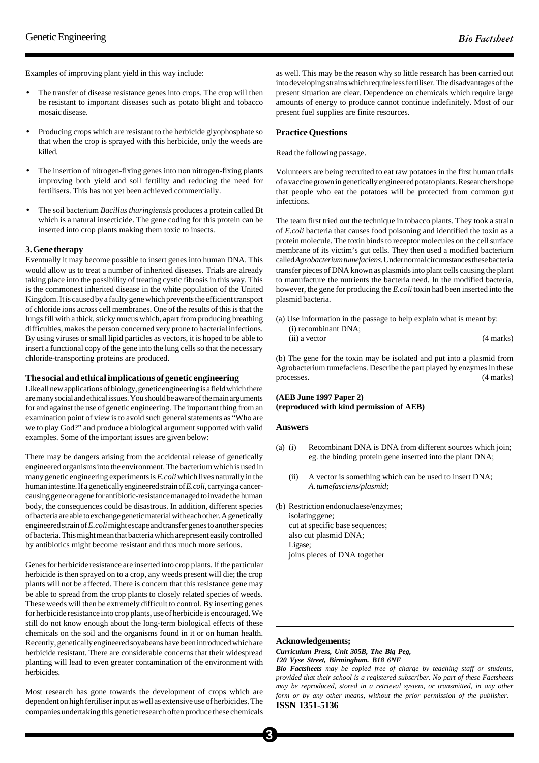Examples of improving plant yield in this way include:

- The transfer of disease resistance genes into crops. The crop will then be resistant to important diseases such as potato blight and tobacco mosaic disease.
- Producing crops which are resistant to the herbicide glyophosphate so that when the crop is sprayed with this herbicide, only the weeds are killed.
- The insertion of nitrogen-fixing genes into non nitrogen-fixing plants improving both yield and soil fertility and reducing the need for fertilisers. This has not yet been achieved commercially.
- The soil bacterium *Bacillus thuringiensis* produces a protein called Bt which is a natural insecticide. The gene coding for this protein can be inserted into crop plants making them toxic to insects.

### 3. Gene therapy

Eventually it may become possible to insert genes into human DNA. This would allow us to treat a number of inherited diseases. Trials are already taking place into the possibility of treating cystic fibrosis in this way. This is the commonest inherited disease in the white population of the United Kingdom. It is caused by a faulty gene which prevents the efficient transport of chloride ions across cell membranes. One of the results of this is that the lungs fill with a thick, sticky mucus which, apart from producing breathing difficulties, makes the person concerned very prone to bacterial infections. By using viruses or small lipid particles as vectors, it is hoped to be able to insert a functional copy of the gene into the lung cells so that the necessary chloride-transporting proteins are produced.

## The social and ethical implications of genetic engineering

Like all new applications of biology, genetic engineering is a field which there are many social and ethical issues. You should be aware of the main arguments for and against the use of genetic engineering. The important thing from an examination point of view is to avoid such general statements as "Who are we to play God?" and produce a biological argument supported with valid examples. Some of the important issues are given below:

There may be dangers arising from the accidental release of genetically engineered organisms into the environment. The bacterium which is used in many genetic engineering experiments is *E.coli* which lives naturally in the human intestine. If a genetically engineered strain of *E.coli*, carrying a cancer-causing gene or a gene for antibiotic-resistance managed to invade the human body, the consequences could be disastrous. In addition, different species of bacteria are able to exchange genetic material with each other. A genetically engineered strain of *E.coli* might escape and transfer genes to another species of bacteria. This might mean that bacteria which are present easily controlled by antibiotics might become resistant and thus much more serious.

Genes for herbicide resistance are inserted into crop plants. If the particular herbicide is then sprayed on to a crop, any weeds present will die; the crop plants will not be affected. There is concern that this resistance gene may be able to spread from the crop plants to closely related species of weeds. These weeds will then be extremely difficult to control. By inserting genes for herbicide resistance into crop plants, use of herbicide is encouraged. We still do not know enough about the long-term biological effects of these chemicals on the soil and the organisms found in it or on human health. Recently, genetically engineered soyabeans have been introduced which are herbicide resistant. There are considerable concerns that their widespread planting will lead to even greater contamination of the environment with herbicides.

Most research has gone towards the development of crops which are dependent on high fertiliser input as well as extensive use of herbicides. The companies undertaking this genetic research often produce these chemicals as well. This may be the reason why so little research has been carried out into developing strains which require less fertiliser. The disadvantages of the present situation are clear. Dependence on chemicals which require large amounts of energy to produce cannot continue indefinitely. Most of our present fuel supplies are finite resources.

## Practice Questions

Read the following passage.

Volunteers are being recruited to eat raw potatoes in the first human trials of a vaccine grown in genetically engineered potato plants. Researchers hope that people who eat the potatoes will be protected from common gut infections.

The team first tried out the technique in tobacco plants. They took a strain of *E.coli* bacteria that causes food poisoning and identified the toxin as a protein molecule. The toxin binds to receptor molecules on the cell surface membrane of its victim's gut cells. They then used a modified bacterium called *Agrobacterium tumefaciens*. Under normal circumstances these bacteria transfer pieces of DNA known as plasmids into plant cells causing the plant to manufacture the nutrients the bacteria need. In the modified bacteria, however, the gene for producing the *E.coli* toxin had been inserted into the plasmid bacteria.

(a) Use information in the passage to help explain what is meant by:
(i) recombinant DNA;
(ii) a vector (4 marks)

(b) The gene for the toxin may be isolated and put into a plasmid from Agrobacterium tumefaciens. Describe the part played by enzymes in these processes. (4 marks)

**(AEB June 1997 Paper 2)**
**(reproduced with kind permission of AEB)**

## Answers

(a) (i) Recombinant DNA is DNA from different sources which join; eg. the binding protein gene inserted into the plant DNA;

(ii) A vector is something which can be used to insert DNA; *A. tumefasciens/plasmid*;

(b) Restriction endonuclaese/enzymes;
isolating gene;
cut at specific base sequences;
also cut plasmid DNA;
Ligase;
joins pieces of DNA together

**Acknowledgements;**
***Curriculum Press, Unit 305B, The Big Peg,***
***120 Vyse Street, Birmingham. B18 6NF***
***Bio Factsheets** may be copied free of charge by teaching staff or students, provided that their school is a registered subscriber. No part of these Factsheets may be reproduced, stored in a retrieval system, or transmitted, in any other form or by any other means, without the prior permission of the publisher.*
**ISSN 1351-5136**